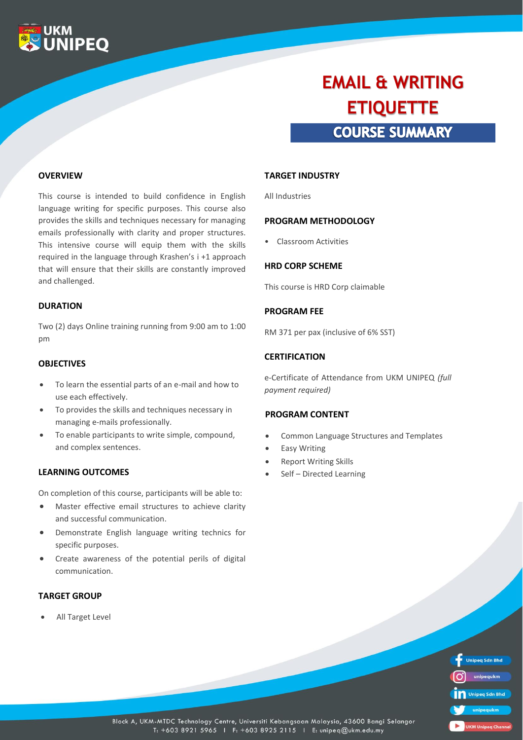UKM UNIPEQ

# EMAIL & WRITING ETIQUETTE

## COURSE SUMMARY

### OVERVIEW

This course is intended to build confidence in English language writing for specific purposes. This course also provides the skills and techniques necessary for managing emails professionally with clarity and proper structures. This intensive course will equip them with the skills required in the language through Krashen's i +1 approach that will ensure that their skills are constantly improved and challenged.

### DURATION

Two (2) days Online training running from 9:00 am to 1:00 pm

### OBJECTIVES

- To learn the essential parts of an e-mail and how to use each effectively.
- To provides the skills and techniques necessary in managing e-mails professionally.
- To enable participants to write simple, compound, and complex sentences.

### LEARNING OUTCOMES

On completion of this course, participants will be able to:

- Master effective email structures to achieve clarity and successful communication.
- Demonstrate English language writing technics for specific purposes.
- Create awareness of the potential perils of digital communication.

### TARGET GROUP

- All Target Level

### TARGET INDUSTRY

All Industries

### PROGRAM METHODOLOGY

- Classroom Activities

### HRD CORP SCHEME

This course is HRD Corp claimable

### PROGRAM FEE

RM 371 per pax (inclusive of 6% SST)

### CERTIFICATION

e-Certificate of Attendance from UKM UNIPEQ *(full payment required)*

### PROGRAM CONTENT

- Common Language Structures and Templates
- Easy Writing
- Report Writing Skills
- Self – Directed Learning

Unipeq Sdn Bhd | unipequkm | Unipeq Sdn Bhd | unipequkm | UKM Unipeq Channel

Block A, UKM-MTDC Technology Centre, Universiti Kebangsaan Malaysia, 43600 Bangi Selangor
T: +603 8921 5965 I F: +603 8925 2115 I E: unipeq@ukm.edu.my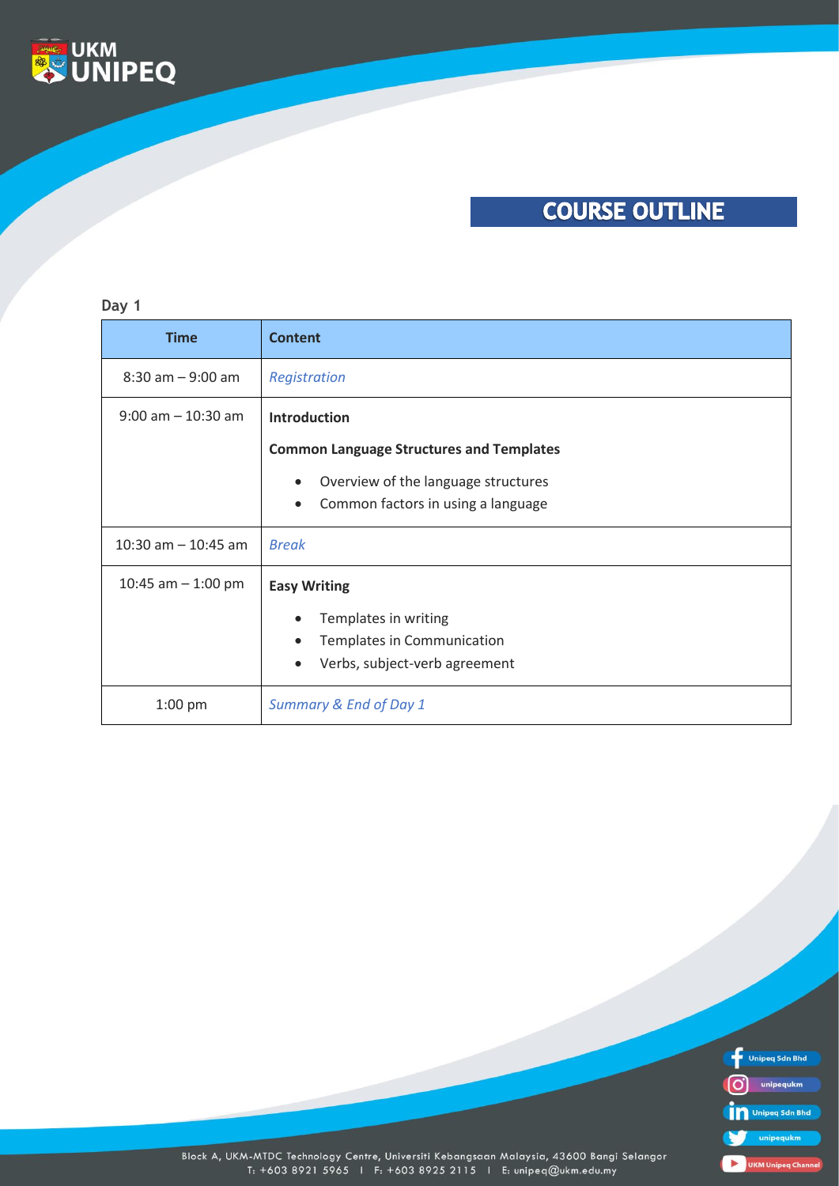# COURSE OUTLINE

**Day 1**

| Time | Content |
|---|---|
| 8:30 am – 9:00 am | *Registration* |
| 9:00 am – 10:30 am | **Introduction**<br>**Common Language Structures and Templates**<br>• Overview of the language structures<br>• Common factors in using a language |
| 10:30 am – 10:45 am | *Break* |
| 10:45 am – 1:00 pm | **Easy Writing**<br>• Templates in writing<br>• Templates in Communication<br>• Verbs, subject-verb agreement |
| 1:00 pm | *Summary & End of Day 1* |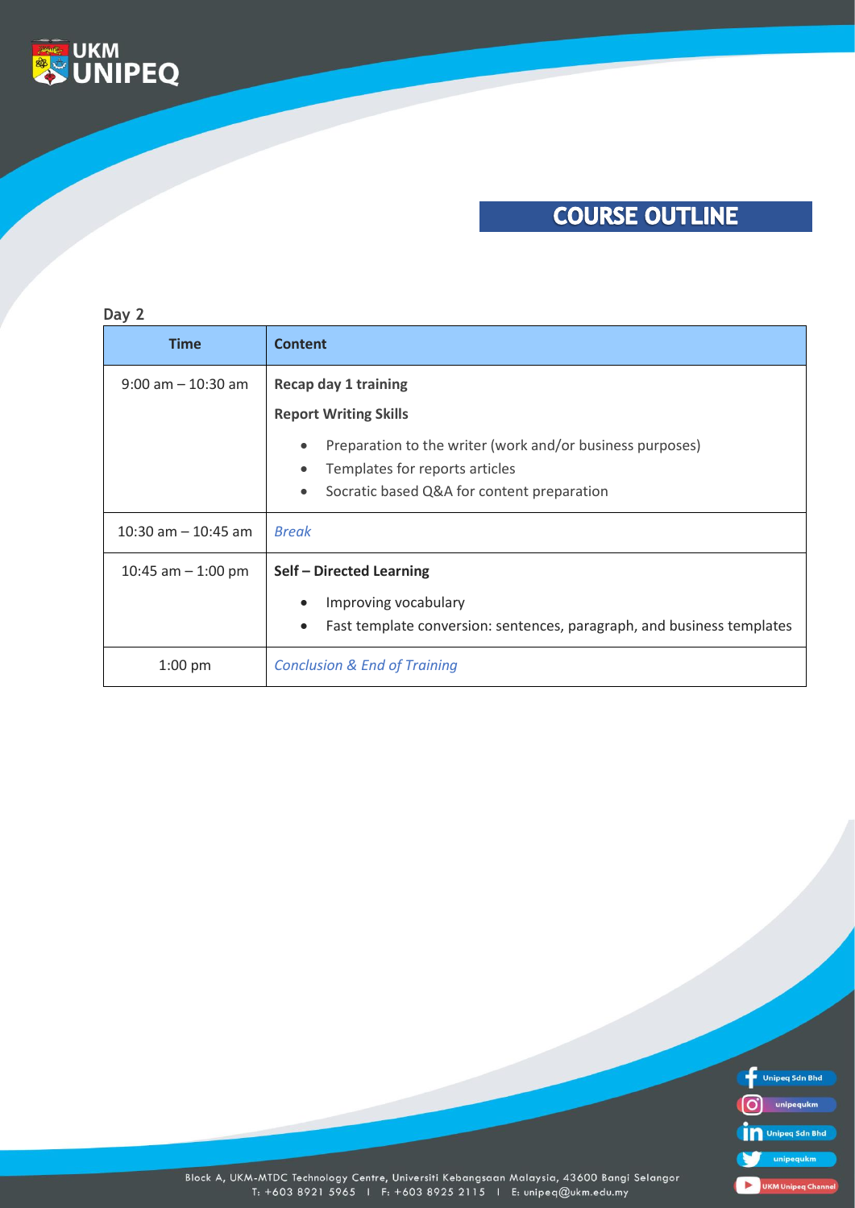# COURSE OUTLINE

**Day 2**

| Time | Content |
|---|---|
| 9:00 am – 10:30 am | **Recap day 1 training**<br>**Report Writing Skills**<br>• Preparation to the writer (work and/or business purposes)<br>• Templates for reports articles<br>• Socratic based Q&A for content preparation |
| 10:30 am – 10:45 am | *Break* |
| 10:45 am – 1:00 pm | **Self – Directed Learning**<br>• Improving vocabulary<br>• Fast template conversion: sentences, paragraph, and business templates |
| 1:00 pm | *Conclusion & End of Training* |